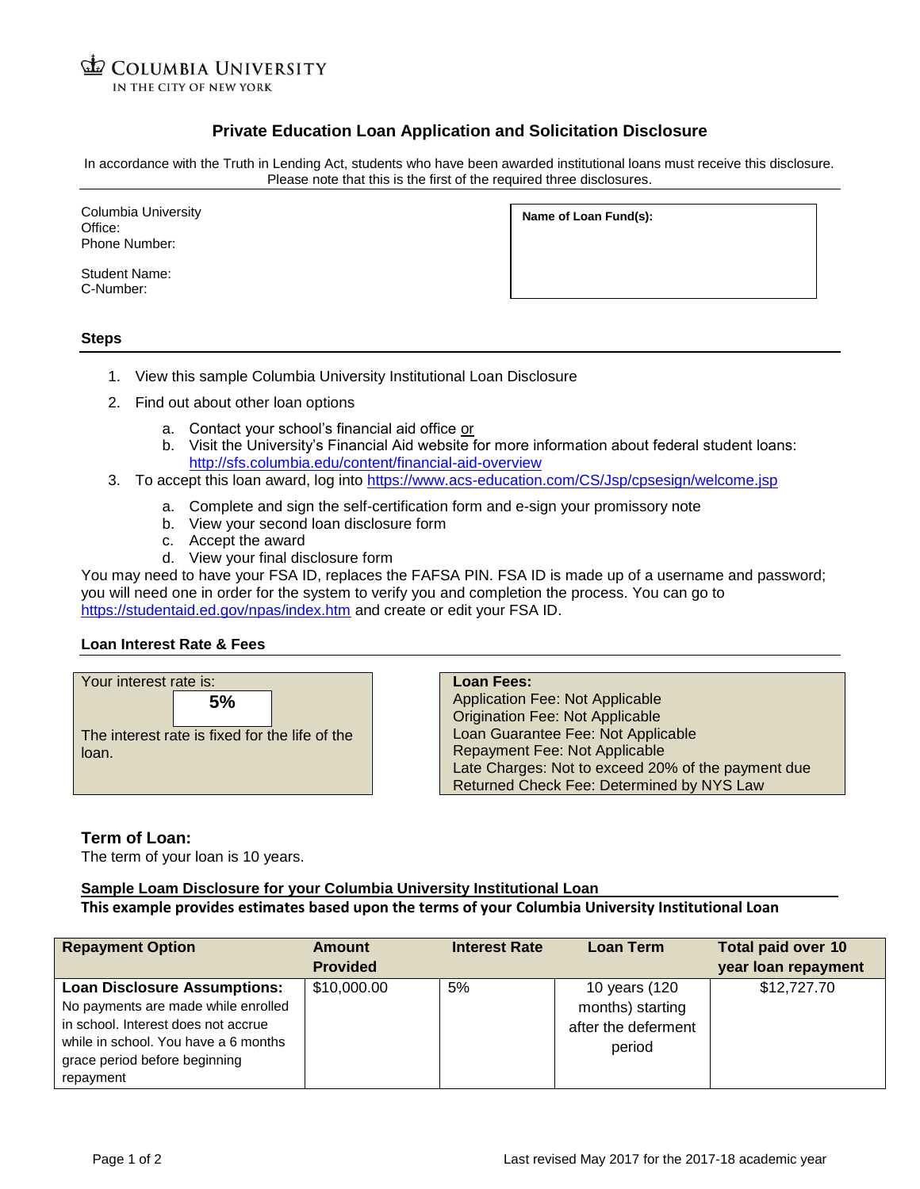COLUMBIA UNIVERSITY
IN THE CITY OF NEW YORK

# Private Education Loan Application and Solicitation Disclosure

In accordance with the Truth in Lending Act, students who have been awarded institutional loans must receive this disclosure. Please note that this is the first of the required three disclosures.

Columbia University
Office:
Phone Number:

Student Name:
C-Number:

**Name of Loan Fund(s):**

## Steps

1. View this sample Columbia University Institutional Loan Disclosure
2. Find out about other loan options
   a. Contact your school's financial aid office or
   b. Visit the University's Financial Aid website for more information about federal student loans: http://sfs.columbia.edu/content/financial-aid-overview
3. To accept this loan award, log into https://www.acs-education.com/CS/Jsp/cpsesign/welcome.jsp
   a. Complete and sign the self-certification form and e-sign your promissory note
   b. View your second loan disclosure form
   c. Accept the award
   d. View your final disclosure form

You may need to have your FSA ID, replaces the FAFSA PIN. FSA ID is made up of a username and password; you will need one in order for the system to verify you and completion the process. You can go to https://studentaid.ed.gov/npas/index.htm and create or edit your FSA ID.

## Loan Interest Rate & Fees

Your interest rate is:

**5%**

The interest rate is fixed for the life of the loan.

**Loan Fees:**
Application Fee: Not Applicable
Origination Fee: Not Applicable
Loan Guarantee Fee: Not Applicable
Repayment Fee: Not Applicable
Late Charges: Not to exceed 20% of the payment due
Returned Check Fee: Determined by NYS Law

## Term of Loan:

The term of your loan is 10 years.

**Sample Loam Disclosure for your Columbia University Institutional Loan**

**This example provides estimates based upon the terms of your Columbia University Institutional Loan**

| Repayment Option | Amount Provided | Interest Rate | Loan Term | Total paid over 10 year loan repayment |
|---|---|---|---|---|
| **Loan Disclosure Assumptions:** No payments are made while enrolled in school. Interest does not accrue while in school. You have a 6 months grace period before beginning repayment | $10,000.00 | 5% | 10 years (120 months) starting after the deferment period | $12,727.70 |

Last revised May 2017 for the 2017-18 academic year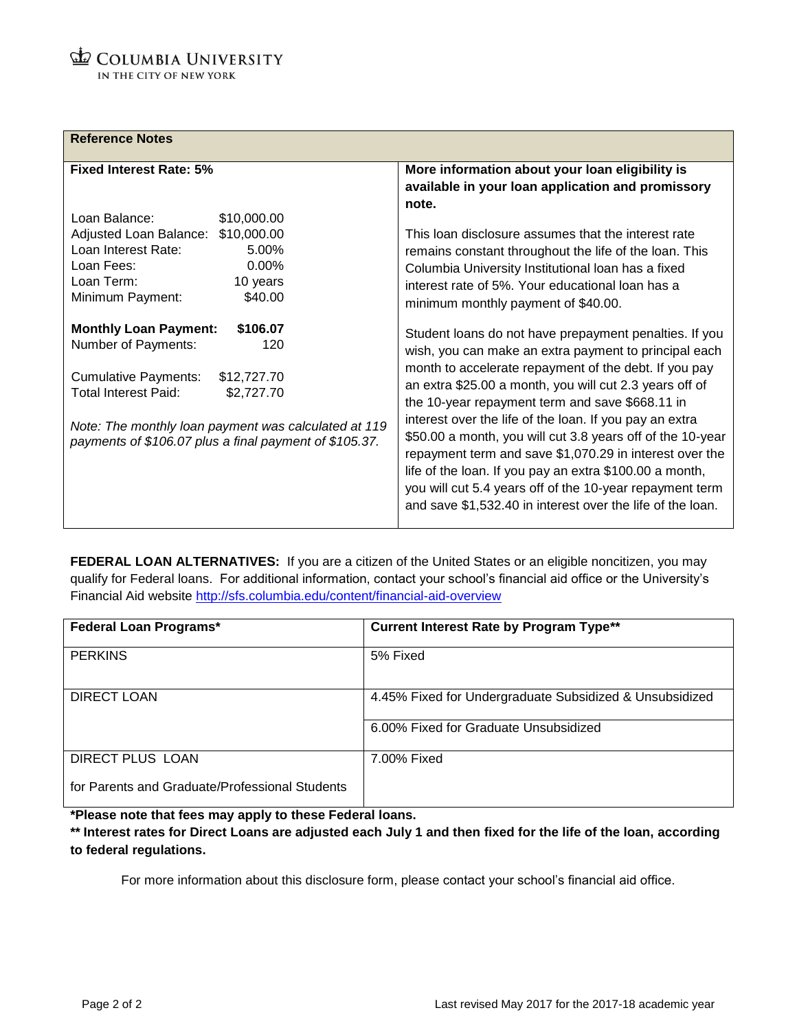## Reference Notes

**Fixed Interest Rate: 5%**

| | |
|---|---|
| Loan Balance: | $10,000.00 |
| Adjusted Loan Balance: | $10,000.00 |
| Loan Interest Rate: | 5.00% |
| Loan Fees: | 0.00% |
| Loan Term: | 10 years |
| Minimum Payment: | $40.00 |
| **Monthly Loan Payment:** | **$106.07** |
| Number of Payments: | 120 |
| Cumulative Payments: | $12,727.70 |
| Total Interest Paid: | $2,727.70 |

*Note: The monthly loan payment was calculated at 119 payments of $106.07 plus a final payment of $105.37.*

**More information about your loan eligibility is available in your loan application and promissory note.**

This loan disclosure assumes that the interest rate remains constant throughout the life of the loan. This Columbia University Institutional loan has a fixed interest rate of 5%. Your educational loan has a minimum monthly payment of $40.00.

Student loans do not have prepayment penalties. If you wish, you can make an extra payment to principal each month to accelerate repayment of the debt. If you pay an extra $25.00 a month, you will cut 2.3 years off of the 10-year repayment term and save $668.11 in interest over the life of the loan. If you pay an extra $50.00 a month, you will cut 3.8 years off of the 10-year repayment term and save $1,070.29 in interest over the life of the loan. If you pay an extra $100.00 a month, you will cut 5.4 years off of the 10-year repayment term and save $1,532.40 in interest over the life of the loan.

**FEDERAL LOAN ALTERNATIVES:** If you are a citizen of the United States or an eligible noncitizen, you may qualify for Federal loans. For additional information, contact your school's financial aid office or the University's Financial Aid website http://sfs.columbia.edu/content/financial-aid-overview

| Federal Loan Programs* | Current Interest Rate by Program Type** |
|---|---|
| PERKINS | 5% Fixed |
| DIRECT LOAN | 4.45% Fixed for Undergraduate Subsidized & Unsubsidized |
| | 6.00% Fixed for Graduate Unsubsidized |
| DIRECT PLUS LOAN for Parents and Graduate/Professional Students | 7.00% Fixed |

**\*Please note that fees may apply to these Federal loans.**

**\*\* Interest rates for Direct Loans are adjusted each July 1 and then fixed for the life of the loan, according to federal regulations.**

For more information about this disclosure form, please contact your school's financial aid office.

Last revised May 2017 for the 2017-18 academic year